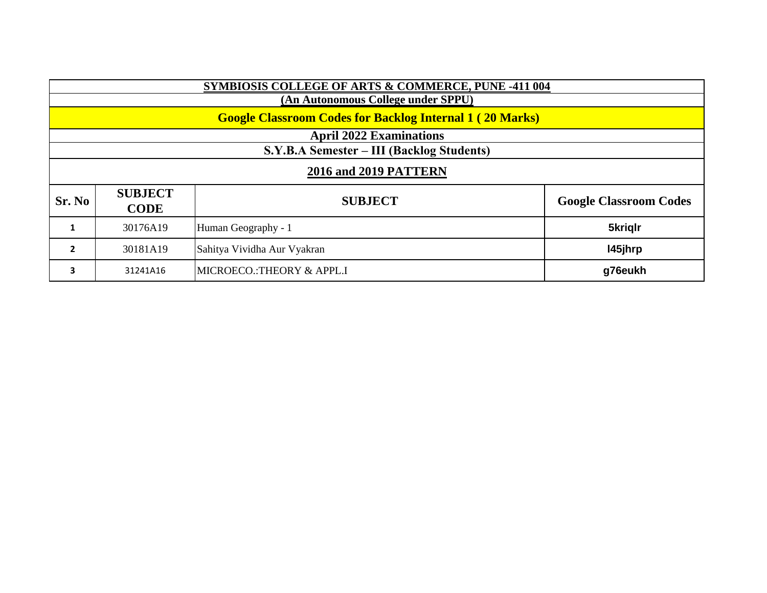# SYMBIOSIS COLLEGE OF ARTS & COMMERCE, PUNE -411 004

## (An Autonomous College under SPPU)

## Google Classroom Codes for Backlog Internal 1 ( 20 Marks)

### April 2022 Examinations

### S.Y.B.A Semester – III (Backlog Students)

### 2016 and 2019 PATTERN

| Sr. No | SUBJECT CODE | SUBJECT | Google Classroom Codes |
|---|---|---|---|
| 1 | 30176A19 | Human Geography - 1 | **5kriqlr** |
| 2 | 30181A19 | Sahitya Vividha Aur Vyakran | **l45jhrp** |
| 3 | 31241A16 | MICROECO.:THEORY & APPL.I | **g76eukh** |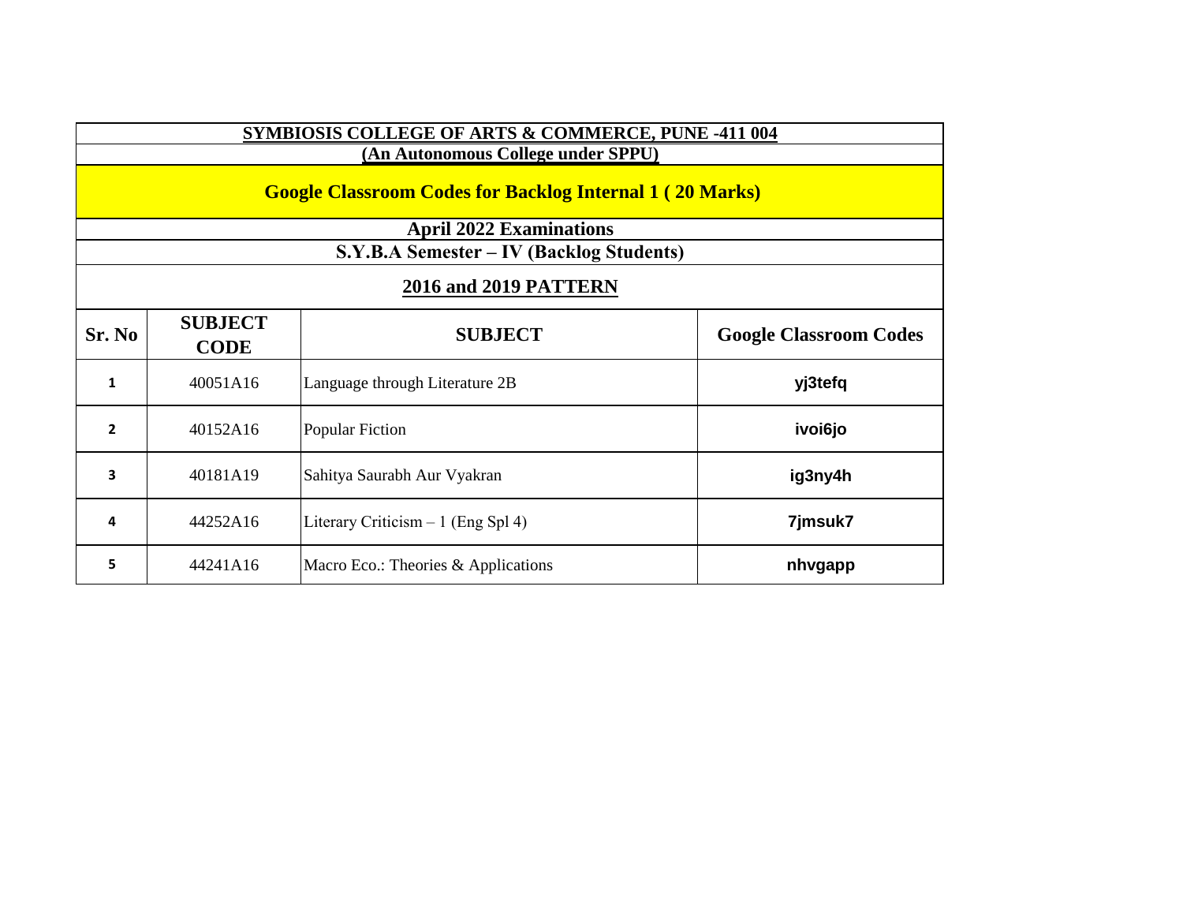**SYMBIOSIS COLLEGE OF ARTS & COMMERCE, PUNE -411 004**

**(An Autonomous College under SPPU)**

**Google Classroom Codes for Backlog Internal 1 ( 20 Marks)**

**April 2022 Examinations**

**S.Y.B.A Semester – IV (Backlog Students)**

**2016 and 2019 PATTERN**

| Sr. No | SUBJECT CODE | SUBJECT | Google Classroom Codes |
|---|---|---|---|
| 1 | 40051A16 | Language through Literature 2B | yj3tefq |
| 2 | 40152A16 | Popular Fiction | ivoi6jo |
| 3 | 40181A19 | Sahitya Saurabh Aur Vyakran | ig3ny4h |
| 4 | 44252A16 | Literary Criticism – 1 (Eng Spl 4) | 7jmsuk7 |
| 5 | 44241A16 | Macro Eco.: Theories & Applications | nhvgapp |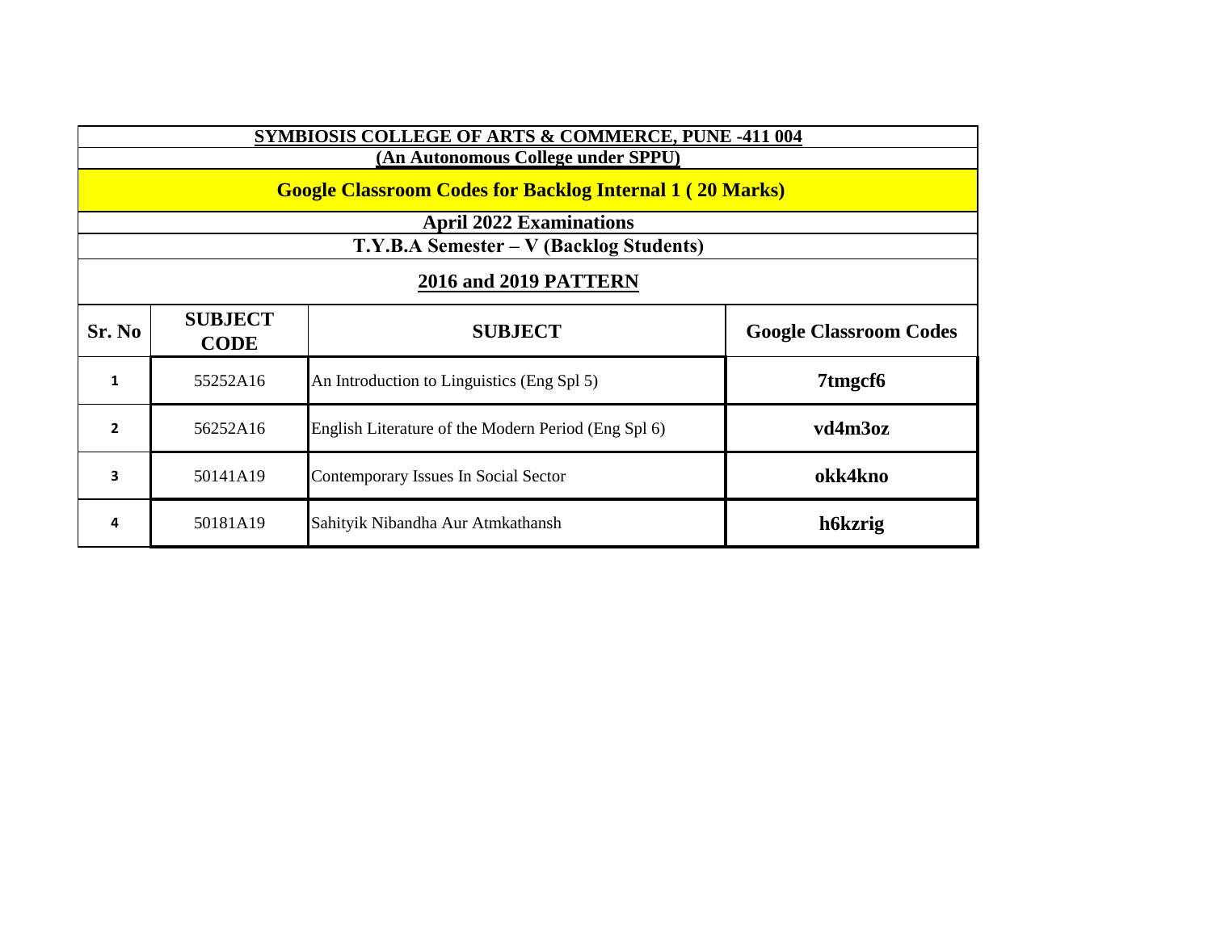**SYMBIOSIS COLLEGE OF ARTS & COMMERCE, PUNE -411 004**

**(An Autonomous College under SPPU)**

**Google Classroom Codes for Backlog Internal 1 ( 20 Marks)**

**April 2022 Examinations**

**T.Y.B.A Semester – V (Backlog Students)**

**2016 and 2019 PATTERN**

| Sr. No | SUBJECT CODE | SUBJECT | Google Classroom Codes |
|---|---|---|---|
| 1 | 55252A16 | An Introduction to Linguistics (Eng Spl 5) | **7tmgcf6** |
| 2 | 56252A16 | English Literature of the Modern Period (Eng Spl 6) | **vd4m3oz** |
| 3 | 50141A19 | Contemporary Issues In Social Sector | **okk4kno** |
| 4 | 50181A19 | Sahityik Nibandha Aur Atmkathansh | **h6kzrig** |